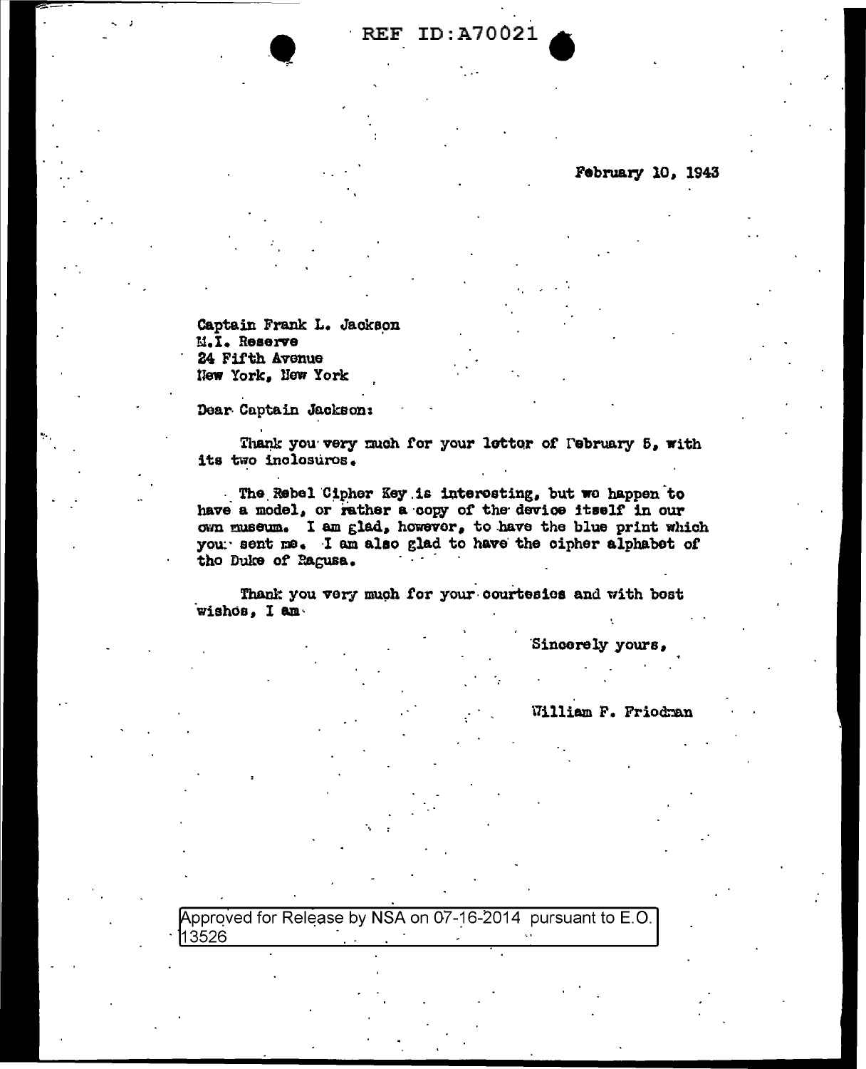REF ID:A70021

February 10, 1943

Captain Frank L. Jackson
M.I. Reserve
24 Fifth Avenue
New York, New York

Dear Captain Jackson:

Thank you very much for your letter of February 5, with its two inclosures.

The Rebel Cipher Key is interesting, but we happen to have a model, or rather a copy of the device itself in our own museum. I am glad, however, to have the blue print which you sent me. I am also glad to have the cipher alphabet of the Duke of Ragusa.

Thank you very much for your courtesies and with best wishes, I am

Sincerely yours,

William F. Friedman

Approved for Release by NSA on 07-16-2014 pursuant to E.O. 13526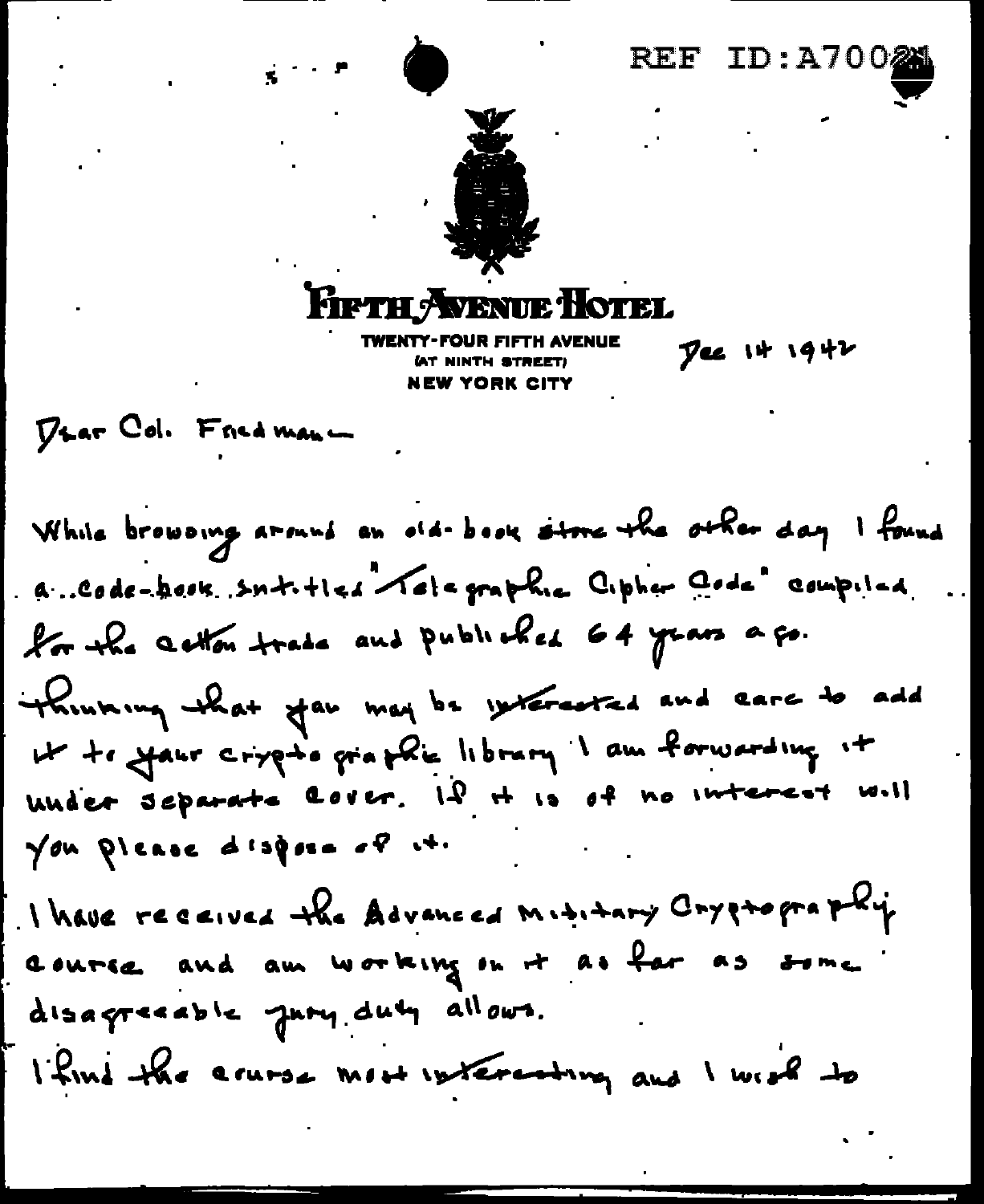REF ID:A70021

FIFTH AVENUE HOTEL
TWENTY-FOUR FIFTH AVENUE
(AT NINTH STREET)
NEW YORK CITY

Dec 14 1942

Dear Col. Friedman

While browsing around an old-book store the other day I found a code-book entitled "Telegraphic Cipher Code" compiled for the cotton trade and published 64 years ago.

Thinking that you may be interested and care to add it to your cryptographic library I am forwarding it under separate cover. If it is of no interest will you please dispose of it.

I have received the Advanced Military Cryptography course and am working on it as far as some disagreeable jury duty allows.

I find the course most interesting and I wish to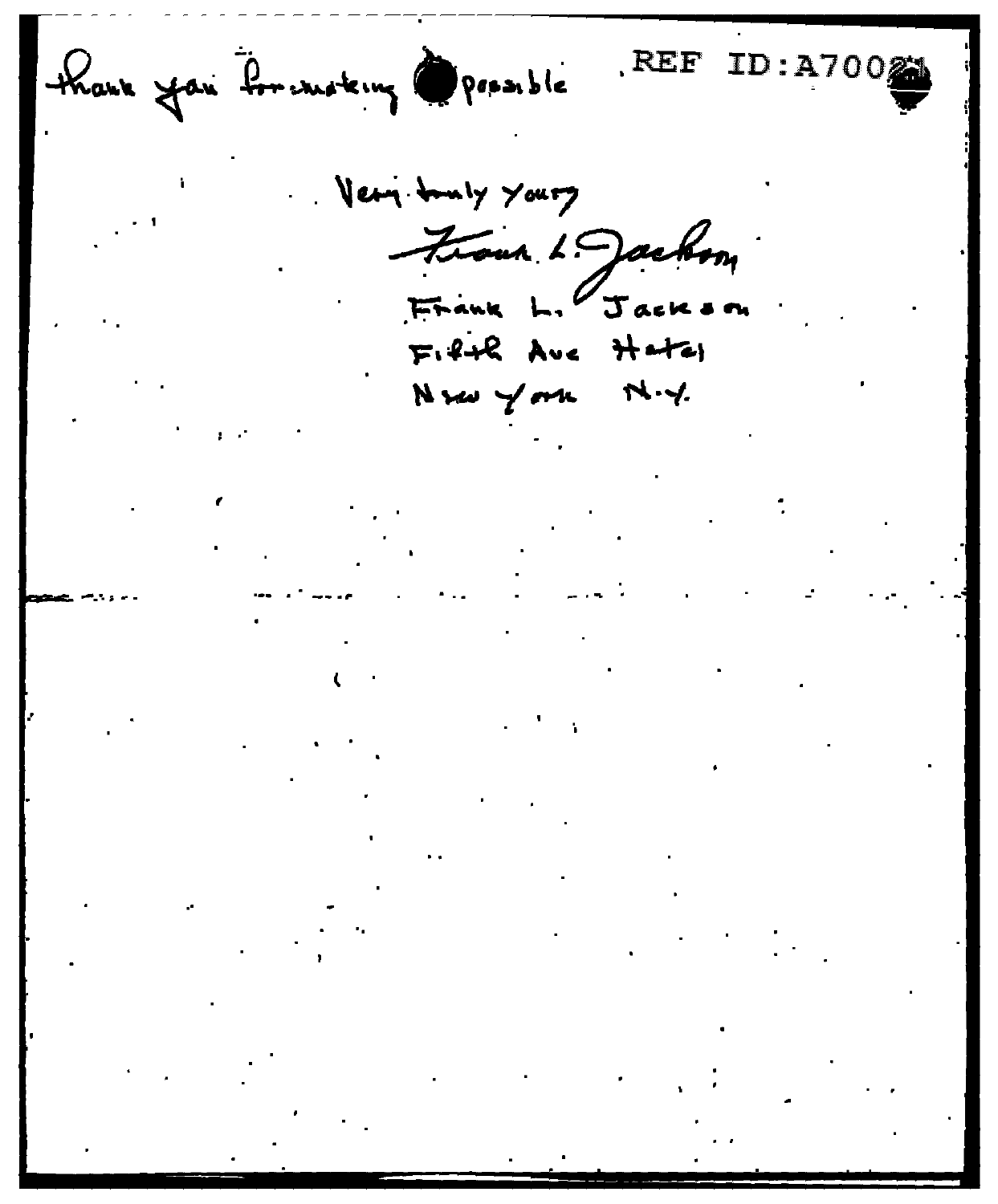thank you for making possible

REF ID:A70021

Very truly yours

Frank L. Jackson

Frank L. Jackson
Fifth Ave Hotel
New York N.Y.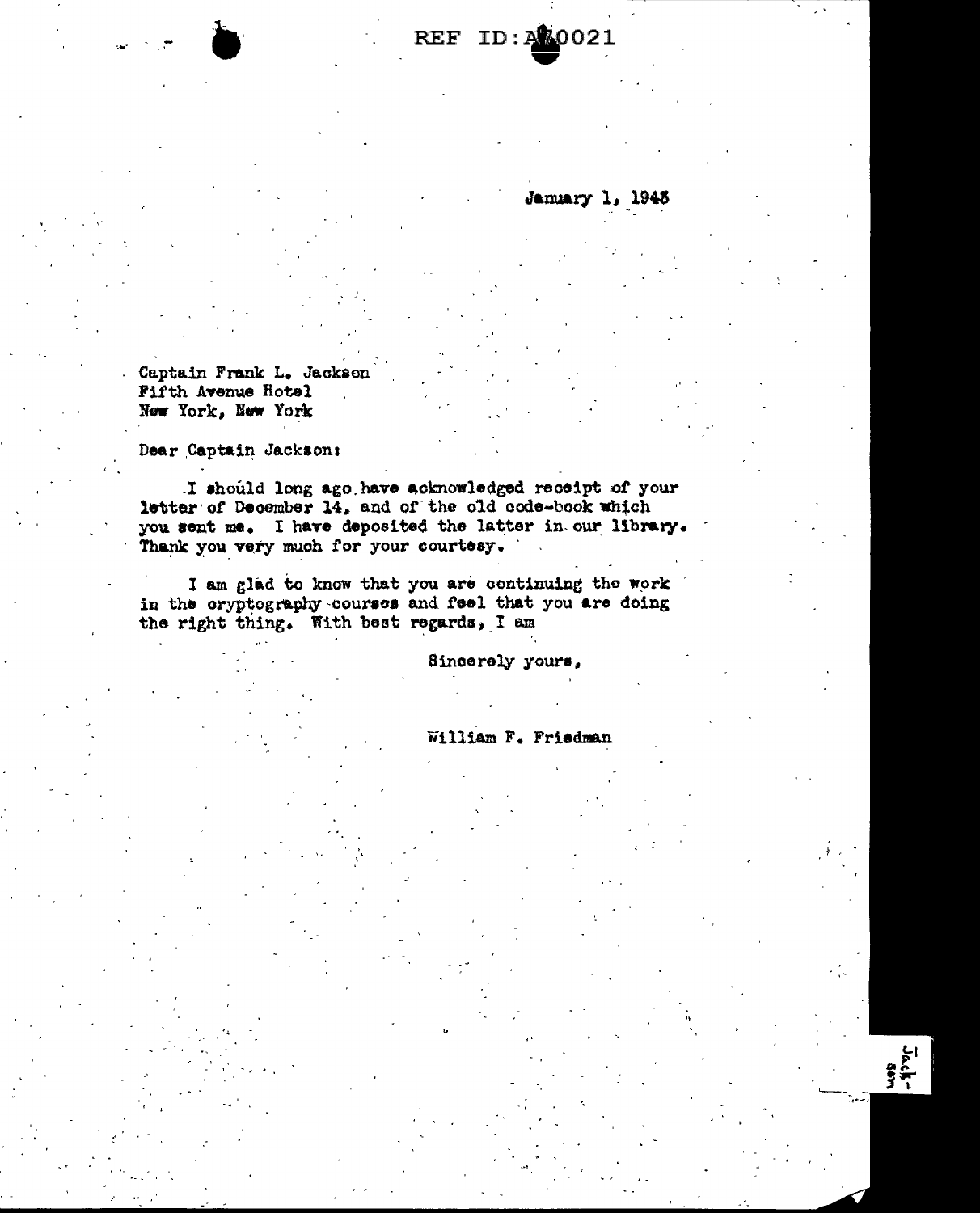REF ID:A70021

January 1, 1948

Captain Frank L. Jackson
Fifth Avenue Hotel
New York, New York

Dear Captain Jackson:

I should long ago have acknowledged receipt of your letter of December 14, and of the old code-book which you sent me. I have deposited the latter in our library. Thank you very much for your courtesy.

I am glad to know that you are continuing the work in the cryptography courses and feel that you are doing the right thing. With best regards, I am

Sincerely yours,

William F. Friedman

Jack-son